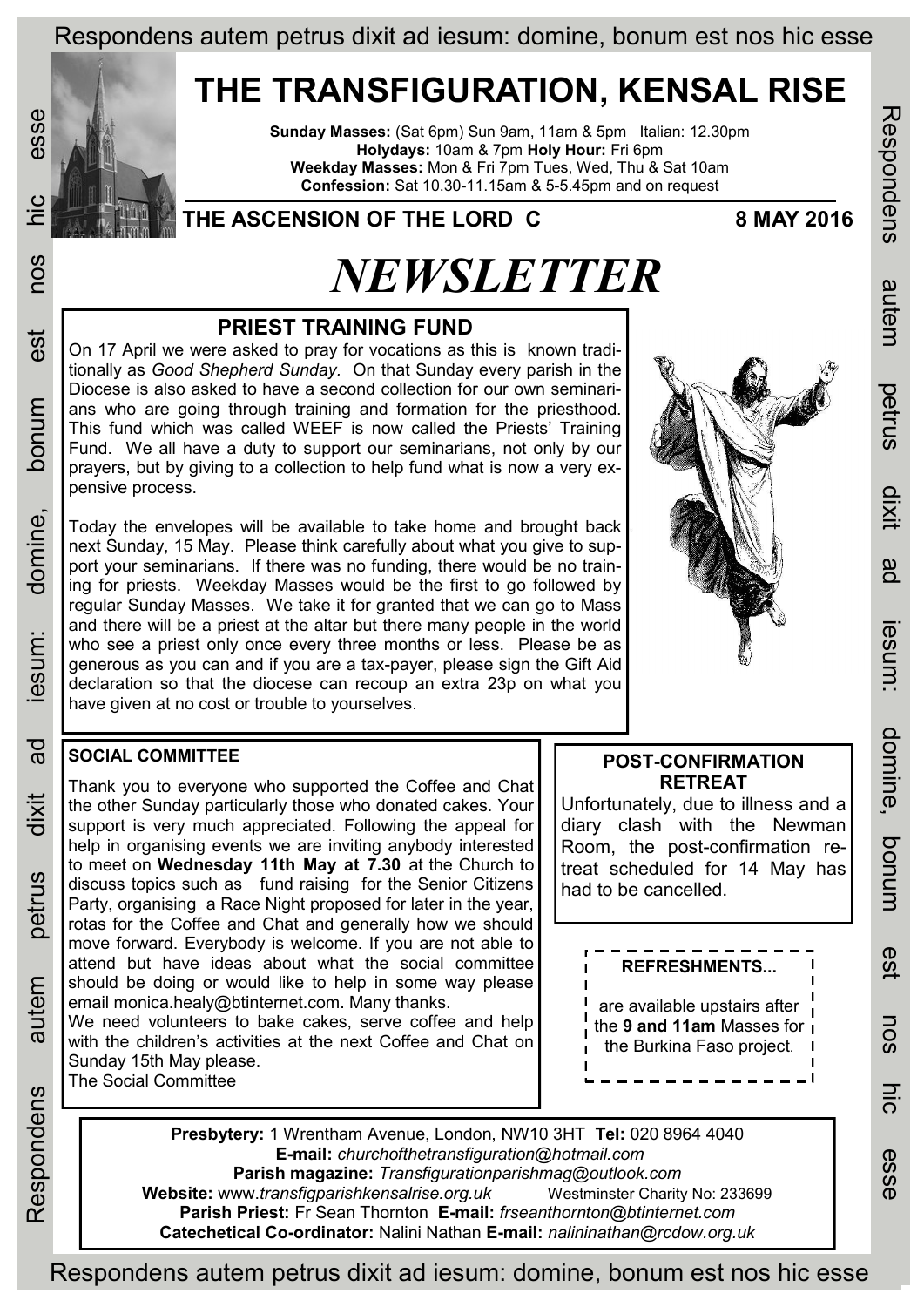Respondens autem petrus dixit ad iesum: domine, bonum est nos hic esse

# THE TRANSFIGURATION, KENSAL RISE

**Sunday Masses:** (Sat 6pm) Sun 9am, 11am & 5pm Italian: 12.30pm
**Holydays:** 10am & 7pm **Holy Hour:** Fri 6pm
**Weekday Masses:** Mon & Fri 7pm Tues, Wed, Thu & Sat 10am
**Confession:** Sat 10.30-11.15am & 5-5.45pm and on request

**THE ASCENSION OF THE LORD C** — **8 MAY 2016**

# *NEWSLETTER*

## PRIEST TRAINING FUND

On 17 April we were asked to pray for vocations as this is known traditionally as *Good Shepherd Sunday*. On that Sunday every parish in the Diocese is also asked to have a second collection for our own seminarians who are going through training and formation for the priesthood. This fund which was called WEEF is now called the Priests' Training Fund. We all have a duty to support our seminarians, not only by our prayers, but by giving to a collection to help fund what is now a very expensive process.

Today the envelopes will be available to take home and brought back next Sunday, 15 May. Please think carefully about what you give to support your seminarians. If there was no funding, there would be no training for priests. Weekday Masses would be the first to go followed by regular Sunday Masses. We take it for granted that we can go to Mass and there will be a priest at the altar but there many people in the world who see a priest only once every three months or less. Please be as generous as you can and if you are a tax-payer, please sign the Gift Aid declaration so that the diocese can recoup an extra 23p on what you have given at no cost or trouble to yourselves.

## SOCIAL COMMITTEE

Thank you to everyone who supported the Coffee and Chat the other Sunday particularly those who donated cakes. Your support is very much appreciated. Following the appeal for help in organising events we are inviting anybody interested to meet on **Wednesday 11th May at 7.30** at the Church to discuss topics such as fund raising for the Senior Citizens Party, organising a Race Night proposed for later in the year, rotas for the Coffee and Chat and generally how we should move forward. Everybody is welcome. If you are not able to attend but have ideas about what the social committee should be doing or would like to help in some way please email monica.healy@btinternet.com. Many thanks.

We need volunteers to bake cakes, serve coffee and help with the children's activities at the next Coffee and Chat on Sunday 15th May please.

The Social Committee

## POST-CONFIRMATION RETREAT

Unfortunately, due to illness and a diary clash with the Newman Room, the post-confirmation retreat scheduled for 14 May has had to be cancelled.

## REFRESHMENTS...

are available upstairs after the **9 and 11am** Masses for the Burkina Faso project.

---

**Presbytery:** 1 Wrentham Avenue, London, NW10 3HT **Tel:** 020 8964 4040
**E-mail:** *churchofthetransfiguration@hotmail.com*
**Parish magazine:** *Transfigurationparishmag@outlook.com*
**Website:** www.*transfigparishkensalrise.org.uk* Westminster Charity No: 233699
**Parish Priest:** Fr Sean Thornton **E-mail:** *frseanthornton@btinternet.com*
**Catechetical Co-ordinator:** Nalini Nathan **E-mail:** *nalininathan@rcdow.org.uk*

Respondens autem petrus dixit ad iesum: domine, bonum est nos hic esse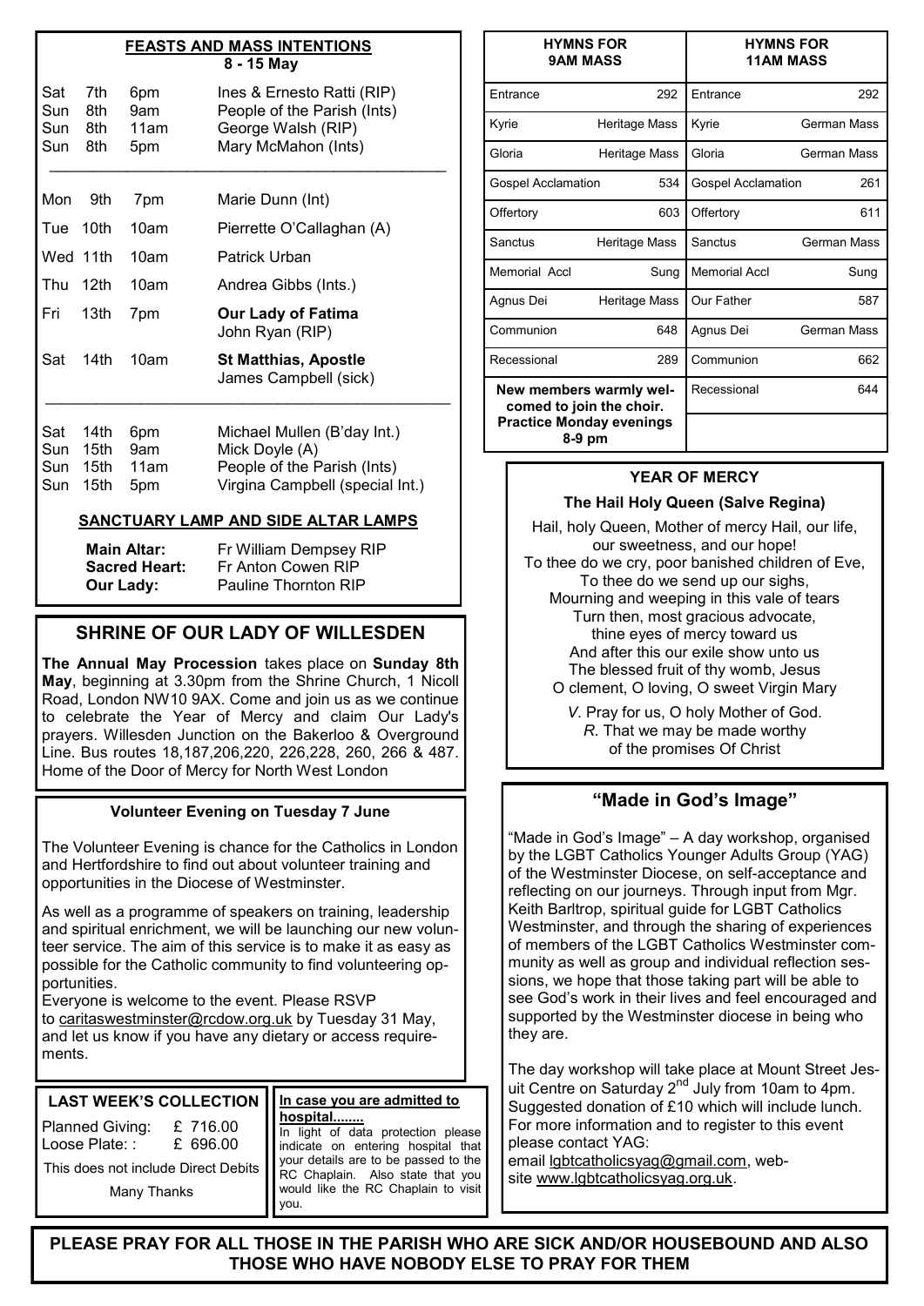## FEASTS AND MASS INTENTIONS

**8 - 15 May**

| | | | |
|---|---|---|---|
| Sat 7th | 6pm | Ines & Ernesto Ratti (RIP) | |
| Sun 8th | 9am | People of the Parish (Ints) | |
| Sun 8th | 11am | George Walsh (RIP) | |
| Sun 8th | 5pm | Mary McMahon (Ints) | |
| Mon 9th | 7pm | Marie Dunn (Int) | |
| Tue 10th | 10am | Pierrette O'Callaghan (A) | |
| Wed 11th | 10am | Patrick Urban | |
| Thu 12th | 10am | Andrea Gibbs (Ints.) | |
| Fri 13th | 7pm | **Our Lady of Fatima** John Ryan (RIP) | |
| Sat 14th | 10am | **St Matthias, Apostle** James Campbell (sick) | |
| Sat 14th | 6pm | Michael Mullen (B'day Int.) | |
| Sun 15th | 9am | Mick Doyle (A) | |
| Sun 15th | 11am | People of the Parish (Ints) | |
| Sun 15th | 5pm | Virgina Campbell (special Int.) | |

### SANCTUARY LAMP AND SIDE ALTAR LAMPS

**Main Altar:** Fr William Dempsey RIP
**Sacred Heart:** Fr Anton Cowen RIP
**Our Lady:** Pauline Thornton RIP

## SHRINE OF OUR LADY OF WILLESDEN

**The Annual May Procession** takes place on **Sunday 8th May**, beginning at 3.30pm from the Shrine Church, 1 Nicoll Road, London NW10 9AX. Come and join us as we continue to celebrate the Year of Mercy and claim Our Lady's prayers. Willesden Junction on the Bakerloo & Overground Line. Bus routes 18,187,206,220, 226,228, 260, 266 & 487. Home of the Door of Mercy for North West London

### Volunteer Evening on Tuesday 7 June

The Volunteer Evening is chance for the Catholics in London and Hertfordshire to find out about volunteer training and opportunities in the Diocese of Westminster.

As well as a programme of speakers on training, leadership and spiritual enrichment, we will be launching our new volunteer service. The aim of this service is to make it as easy as possible for the Catholic community to find volunteering opportunities.

Everyone is welcome to the event. Please RSVP to caritaswestminster@rcdow.org.uk by Tuesday 31 May, and let us know if you have any dietary or access requirements.

### LAST WEEK'S COLLECTION

Planned Giving: £ 716.00
Loose Plate: : £ 696.00

This does not include Direct Debits

Many Thanks

**In case you are admitted to hospital........**

In light of data protection please indicate on entering hospital that your details are to be passed to the RC Chaplain. Also state that you would like the RC Chaplain to visit you.

| HYMNS FOR 9AM MASS | | HYMNS FOR 11AM MASS | |
|---|---|---|---|
| Entrance | 292 | Entrance | 292 |
| Kyrie | Heritage Mass | Kyrie | German Mass |
| Gloria | Heritage Mass | Gloria | German Mass |
| Gospel Acclamation | 534 | Gospel Acclamation | 261 |
| Offertory | 603 | Offertory | 611 |
| Sanctus | Heritage Mass | Sanctus | German Mass |
| Memorial Accl | Sung | Memorial Accl | Sung |
| Agnus Dei | Heritage Mass | Our Father | 587 |
| Communion | 648 | Agnus Dei | German Mass |
| Recessional | 289 | Communion | 662 |
| | | Recessional | 644 |

**New members warmly welcomed to join the choir. Practice Monday evenings 8-9 pm**

### YEAR OF MERCY

**The Hail Holy Queen (Salve Regina)**

Hail, holy Queen, Mother of mercy Hail, our life, our sweetness, and our hope!
To thee do we cry, poor banished children of Eve,
To thee do we send up our sighs,
Mourning and weeping in this vale of tears
Turn then, most gracious advocate,
thine eyes of mercy toward us
And after this our exile show unto us
The blessed fruit of thy womb, Jesus
O clement, O loving, O sweet Virgin Mary

*V*. Pray for us, O holy Mother of God.
*R*. That we may be made worthy of the promises Of Christ

## "Made in God's Image"

"Made in God's Image" – A day workshop, organised by the LGBT Catholics Younger Adults Group (YAG) of the Westminster Diocese, on self-acceptance and reflecting on our journeys. Through input from Mgr. Keith Barltrop, spiritual guide for LGBT Catholics Westminster, and through the sharing of experiences of members of the LGBT Catholics Westminster community as well as group and individual reflection sessions, we hope that those taking part will be able to see God's work in their lives and feel encouraged and supported by the Westminster diocese in being who they are.

The day workshop will take place at Mount Street Jesuit Centre on Saturday 2nd July from 10am to 4pm. Suggested donation of £10 which will include lunch. For more information and to register to this event please contact YAG:
email lgbtcatholicsyag@gmail.com, website www.lgbtcatholicsyag.org.uk.

**PLEASE PRAY FOR ALL THOSE IN THE PARISH WHO ARE SICK AND/OR HOUSEBOUND AND ALSO THOSE WHO HAVE NOBODY ELSE TO PRAY FOR THEM**